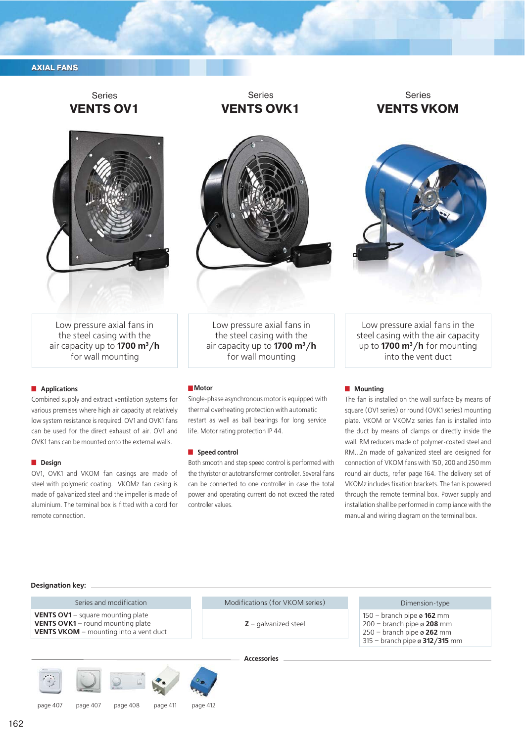AXIAL FANS

## Series VENTS OV1

Low pressure axial fans in the steel casing with the air capacity up to **1700 m³/h** for wall mounting

## Series VENTS OVK1

Low pressure axial fans in the steel casing with the air capacity up to **1700 m³/h** for wall mounting

## Series VENTS VKOM

Low pressure axial fans in the steel casing with the air capacity up to **1700 m³/h** for mounting into the vent duct

### Applications

Combined supply and extract ventilation systems for various premises where high air capacity at relatively low system resistance is required. OV1 and OVK1 fans can be used for the direct exhaust of air. OV1 and OVK1 fans can be mounted onto the external walls.

### Design

OV1, OVK1 and VKOM fan casings are made of steel with polymeric coating. VKOMz fan casing is made of galvanized steel and the impeller is made of aluminium. The terminal box is fitted with a cord for remote connection.

### Motor

Single-phase asynchronous motor is equipped with thermal overheating protection with automatic restart as well as ball bearings for long service life. Motor rating protection IP 44.

### Speed control

Both smooth and step speed control is performed with the thyristor or autotransformer controller. Several fans can be connected to one controller in case the total power and operating current do not exceed the rated controller values.

### Mounting

The fan is installed on the wall surface by means of square (OV1 series) or round (OVK1 series) mounting plate. VKOM or VKOMz series fan is installed into the duct by means of clamps or directly inside the wall. RM...Zn made of polymer-coated steel and RM...Zn made of galvanized steel are designed for connection of VKOM fans with 150, 200 and 250 mm round air ducts, refer page 164. The delivery set of VKOMz includes fixation brackets. The fan is powered through the remote terminal box. Power supply and installation shall be performed in compliance with the manual and wiring diagram on the terminal box.

**Designation key:**

| Series and modification | Modifications (for VKOM series) | Dimension-type |
|---|---|---|
| **VENTS OV1** – square mounting plate<br>**VENTS OVK1** – round mounting plate<br>**VENTS VKOM** – mounting into a vent duct | **Z** – galvanized steel | 150 – branch pipe ø **162** mm<br>200 – branch pipe ø **208** mm<br>250 – branch pipe ø **262** mm<br>315 – branch pipe ø **312/315** mm |

**Accessories**

page 407 | page 407 | page 408 | page 411 | page 412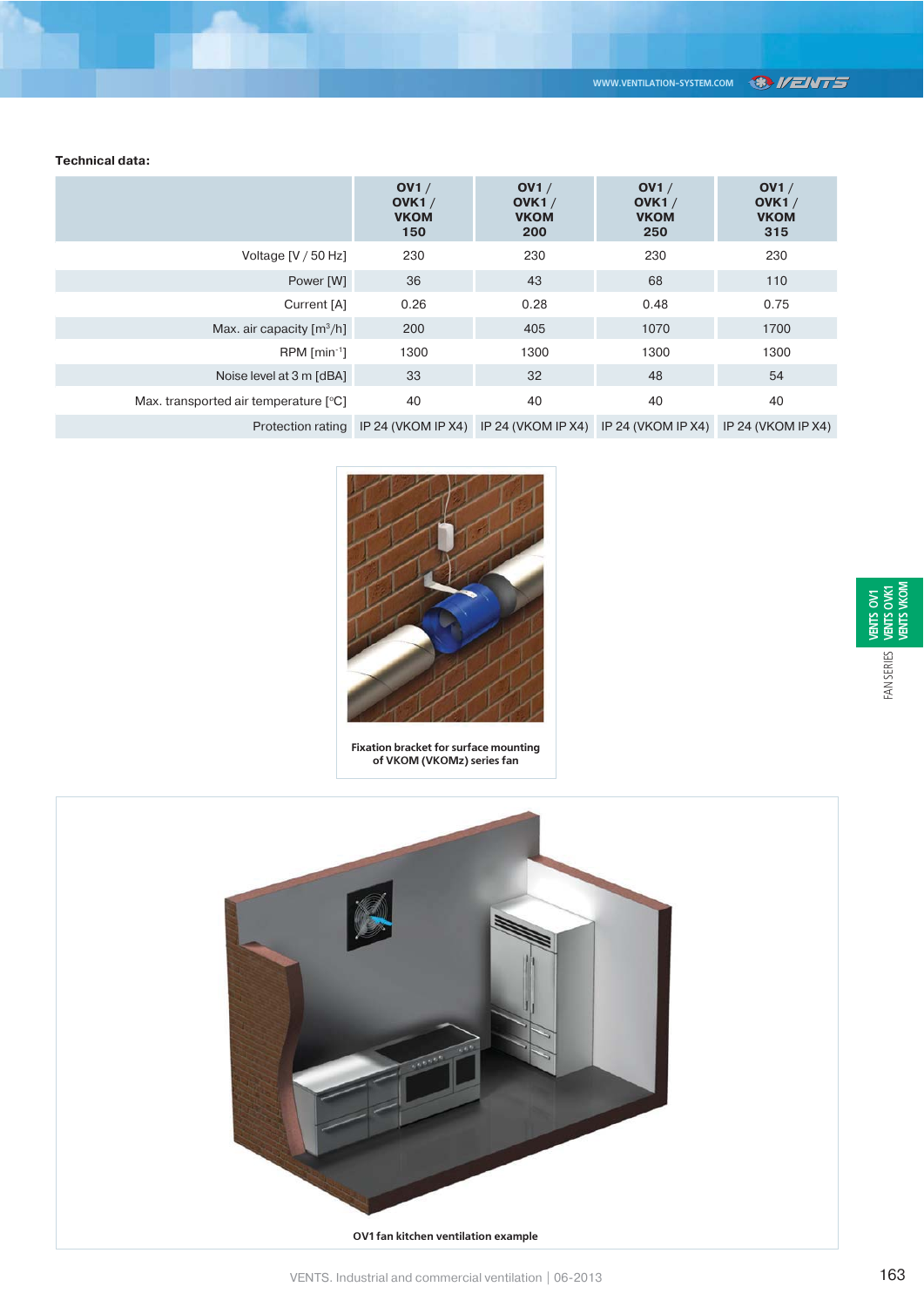**Technical data:**

| | OV1 / OVK1 / VKOM 150 | OV1 / OVK1 / VKOM 200 | OV1 / OVK1 / VKOM 250 | OV1 / OVK1 / VKOM 315 |
|---|---|---|---|---|
| Voltage [V / 50 Hz] | 230 | 230 | 230 | 230 |
| Power [W] | 36 | 43 | 68 | 110 |
| Current [A] | 0.26 | 0.28 | 0.48 | 0.75 |
| Max. air capacity [m$^3$/h] | 200 | 405 | 1070 | 1700 |
| RPM [min$^{-1}$] | 1300 | 1300 | 1300 | 1300 |
| Noise level at 3 m [dBA] | 33 | 32 | 48 | 54 |
| Max. transported air temperature [°C] | 40 | 40 | 40 | 40 |
| Protection rating | IP 24 (VKOM IP X4) | IP 24 (VKOM IP X4) | IP 24 (VKOM IP X4) | IP 24 (VKOM IP X4) |

**Fixation bracket for surface mounting of VKOM (VKOMz) series fan**

**OV1 fan kitchen ventilation example**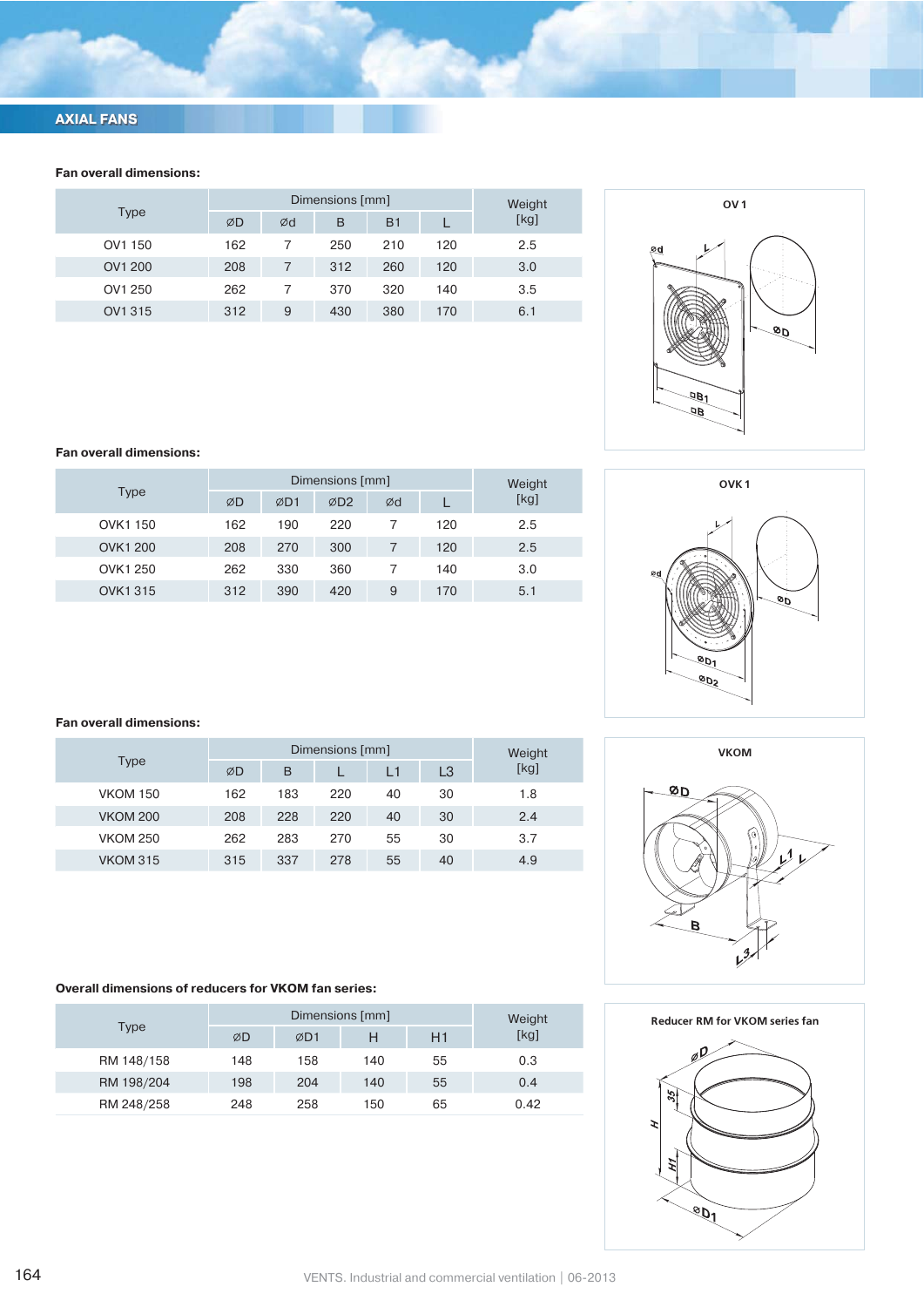## AXIAL FANS

**Fan overall dimensions:**

| Type | Dimensions [mm] | | | | | Weight [kg] |
|---|---|---|---|---|---|---|
| | ⌀D | ⌀d | B | B1 | L | |
| OV1 150 | 162 | 7 | 250 | 210 | 120 | 2.5 |
| OV1 200 | 208 | 7 | 312 | 260 | 120 | 3.0 |
| OV1 250 | 262 | 7 | 370 | 320 | 140 | 3.5 |
| OV1 315 | 312 | 9 | 430 | 380 | 170 | 6.1 |

OV 1

**Fan overall dimensions:**

| Type | Dimensions [mm] | | | | | Weight [kg] |
|---|---|---|---|---|---|---|
| | ⌀D | ⌀D1 | ⌀D2 | ⌀d | L | |
| OVK1 150 | 162 | 190 | 220 | 7 | 120 | 2.5 |
| OVK1 200 | 208 | 270 | 300 | 7 | 120 | 2.5 |
| OVK1 250 | 262 | 330 | 360 | 7 | 140 | 3.0 |
| OVK1 315 | 312 | 390 | 420 | 9 | 170 | 5.1 |

OVK 1

**Fan overall dimensions:**

| Type | Dimensions [mm] | | | | | Weight [kg] |
|---|---|---|---|---|---|---|
| | ⌀D | B | L | L1 | L3 | |
| VKOM 150 | 162 | 183 | 220 | 40 | 30 | 1.8 |
| VKOM 200 | 208 | 228 | 220 | 40 | 30 | 2.4 |
| VKOM 250 | 262 | 283 | 270 | 55 | 30 | 3.7 |
| VKOM 315 | 315 | 337 | 278 | 55 | 40 | 4.9 |

VKOM

**Overall dimensions of reducers for VKOM fan series:**

| Type | Dimensions [mm] | | | | Weight [kg] |
|---|---|---|---|---|---|
| | ⌀D | ⌀D1 | H | H1 | |
| RM 148/158 | 148 | 158 | 140 | 55 | 0.3 |
| RM 198/204 | 198 | 204 | 140 | 55 | 0.4 |
| RM 248/258 | 248 | 258 | 150 | 65 | 0.42 |

Reducer RM for VKOM series fan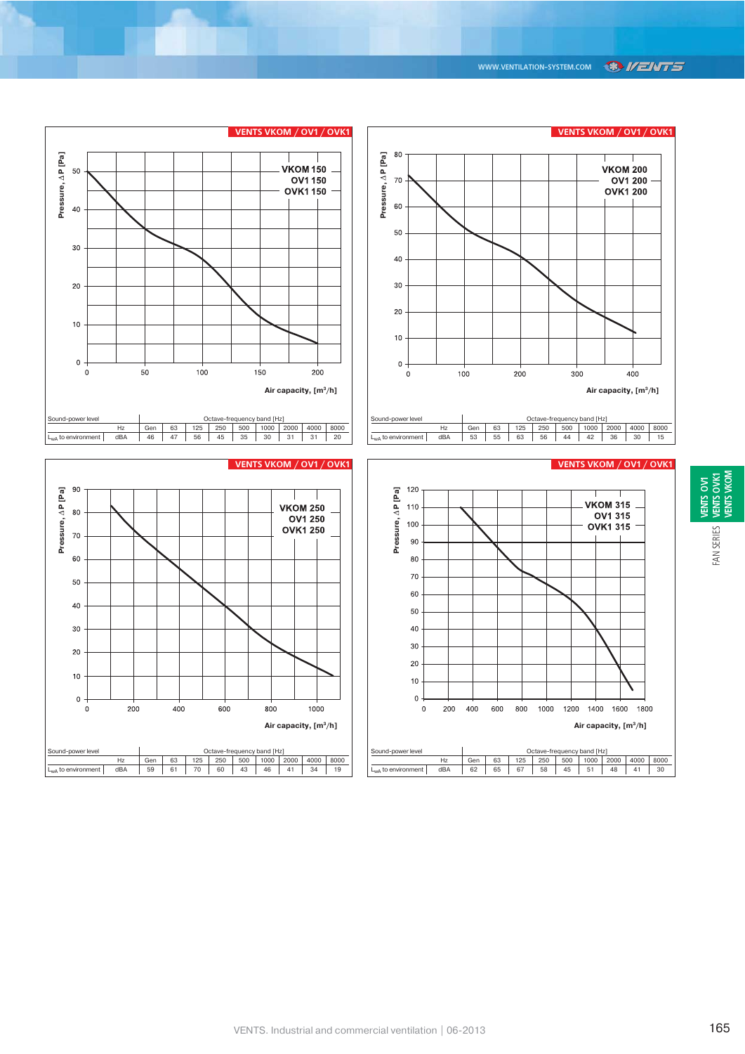## VENTS VKOM / OV1 / OVK1

VKOM 150
OV1 150
OVK1 150

Pressure, ΔP [Pa]
0 10 20 30 40 50
0 50 100 150 200
Air capacity, [m³/h]

| Sound-power level | | Octave-frequency band [Hz] | | | | | | | | |
|---|---|---|---|---|---|---|---|---|---|---|
| | Hz | Gen | 63 | 125 | 250 | 500 | 1000 | 2000 | 4000 | 8000 |
| $L_{WA}$ to environment | dBA | 46 | 47 | 56 | 45 | 35 | 30 | 31 | 31 | 20 |

## VENTS VKOM / OV1 / OVK1

VKOM 200
OV1 200
OVK1 200

Pressure, ΔP [Pa]
0 10 20 30 40 50 60 70 80
0 100 200 300 400
Air capacity, [m³/h]

| Sound-power level | | Octave-frequency band [Hz] | | | | | | | | |
|---|---|---|---|---|---|---|---|---|---|---|
| | Hz | Gen | 63 | 125 | 250 | 500 | 1000 | 2000 | 4000 | 8000 |
| $L_{WA}$ to environment | dBA | 53 | 55 | 63 | 56 | 44 | 42 | 36 | 30 | 15 |

## VENTS VKOM / OV1 / OVK1

VKOM 250
OV1 250
OVK1 250

Pressure, ΔP [Pa]
0 10 20 30 40 50 60 70 80 90
0 200 400 600 800 1000
Air capacity, [m³/h]

| Sound-power level | | Octave-frequency band [Hz] | | | | | | | | |
|---|---|---|---|---|---|---|---|---|---|---|
| | Hz | Gen | 63 | 125 | 250 | 500 | 1000 | 2000 | 4000 | 8000 |
| $L_{WA}$ to environment | dBA | 59 | 61 | 70 | 60 | 43 | 46 | 41 | 34 | 19 |

## VENTS VKOM / OV1 / OVK1

VKOM 315
OV1 315
OVK1 315

Pressure, ΔP [Pa]
0 10 20 30 40 50 60 70 80 90 100 110 120
0 200 400 600 800 1000 1200 1400 1600 1800
Air capacity, [m³/h]

| Sound-power level | | Octave-frequency band [Hz] | | | | | | | | |
|---|---|---|---|---|---|---|---|---|---|---|
| | Hz | Gen | 63 | 125 | 250 | 500 | 1000 | 2000 | 4000 | 8000 |
| $L_{WA}$ to environment | dBA | 62 | 65 | 67 | 58 | 45 | 51 | 48 | 41 | 30 |